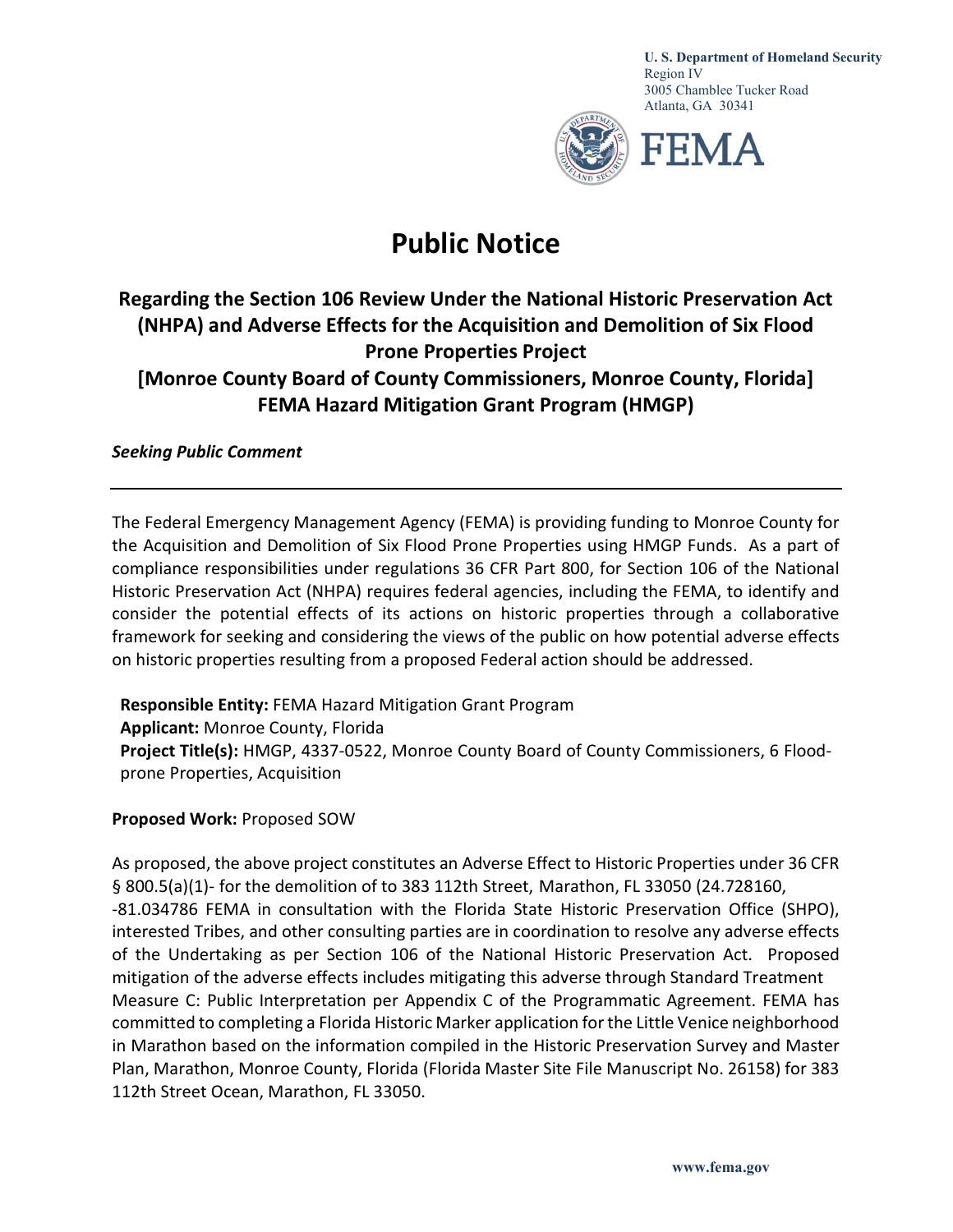**U. S. Department of Homeland Security**
Region IV
3005 Chamblee Tucker Road
Atlanta, GA 30341

FEMA

# Public Notice

## Regarding the Section 106 Review Under the National Historic Preservation Act (NHPA) and Adverse Effects for the Acquisition and Demolition of Six Flood Prone Properties Project [Monroe County Board of County Commissioners, Monroe County, Florida] FEMA Hazard Mitigation Grant Program (HMGP)

***Seeking Public Comment***

---

The Federal Emergency Management Agency (FEMA) is providing funding to Monroe County for the Acquisition and Demolition of Six Flood Prone Properties using HMGP Funds. As a part of compliance responsibilities under regulations 36 CFR Part 800, for Section 106 of the National Historic Preservation Act (NHPA) requires federal agencies, including the FEMA, to identify and consider the potential effects of its actions on historic properties through a collaborative framework for seeking and considering the views of the public on how potential adverse effects on historic properties resulting from a proposed Federal action should be addressed.

**Responsible Entity:** FEMA Hazard Mitigation Grant Program
**Applicant:** Monroe County, Florida
**Project Title(s):** HMGP, 4337-0522, Monroe County Board of County Commissioners, 6 Flood-prone Properties, Acquisition

**Proposed Work:** Proposed SOW

As proposed, the above project constitutes an Adverse Effect to Historic Properties under 36 CFR § 800.5(a)(1)- for the demolition of to 383 112th Street, Marathon, FL 33050 (24.728160, -81.034786 FEMA in consultation with the Florida State Historic Preservation Office (SHPO), interested Tribes, and other consulting parties are in coordination to resolve any adverse effects of the Undertaking as per Section 106 of the National Historic Preservation Act. Proposed mitigation of the adverse effects includes mitigating this adverse through Standard Treatment Measure C: Public Interpretation per Appendix C of the Programmatic Agreement. FEMA has committed to completing a Florida Historic Marker application for the Little Venice neighborhood in Marathon based on the information compiled in the Historic Preservation Survey and Master Plan, Marathon, Monroe County, Florida (Florida Master Site File Manuscript No. 26158) for 383 112th Street Ocean, Marathon, FL 33050.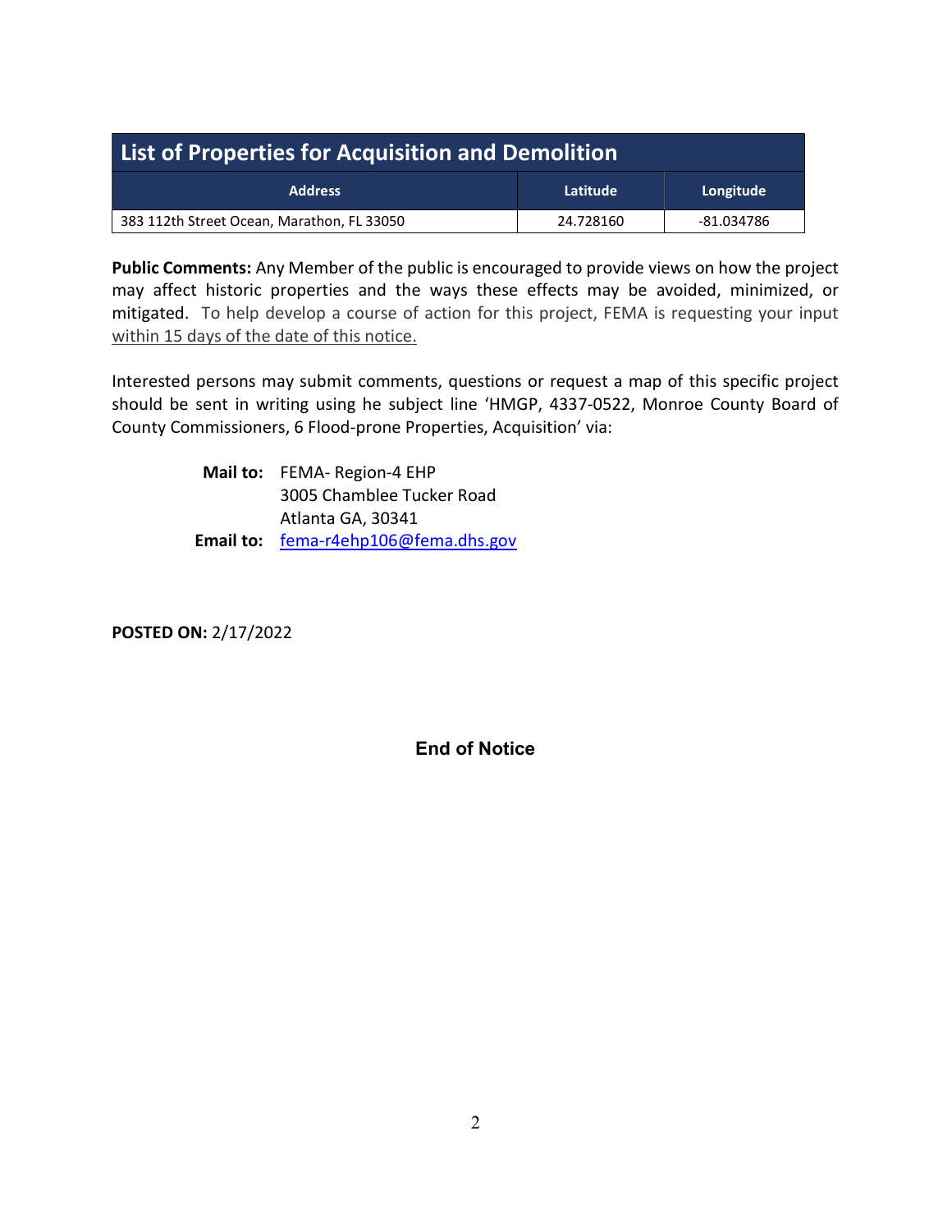| List of Properties for Acquisition and Demolition | | |
|---|---|---|
| **Address** | **Latitude** | **Longitude** |
| 383 112th Street Ocean, Marathon, FL 33050 | 24.728160 | -81.034786 |

**Public Comments:** Any Member of the public is encouraged to provide views on how the project may affect historic properties and the ways these effects may be avoided, minimized, or mitigated. To help develop a course of action for this project, FEMA is requesting your input within 15 days of the date of this notice.

Interested persons may submit comments, questions or request a map of this specific project should be sent in writing using he subject line 'HMGP, 4337-0522, Monroe County Board of County Commissioners, 6 Flood-prone Properties, Acquisition' via:

**Mail to:** FEMA- Region-4 EHP
3005 Chamblee Tucker Road
Atlanta GA, 30341

**Email to:** fema-r4ehp106@fema.dhs.gov

**POSTED ON:** 2/17/2022

**End of Notice**